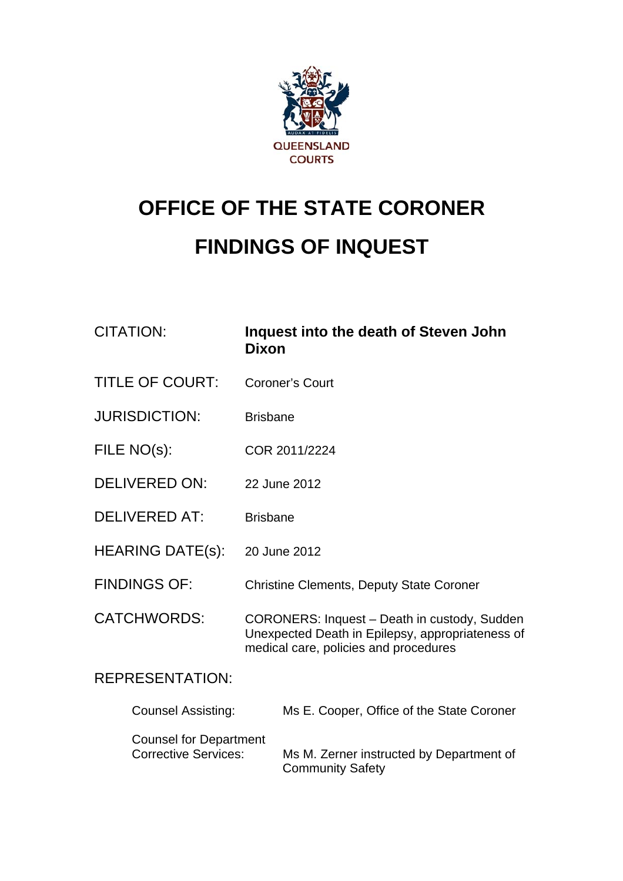QUEENSLAND COURTS

# OFFICE OF THE STATE CORONER

# FINDINGS OF INQUEST

| | |
|---|---|
| CITATION: | **Inquest into the death of Steven John Dixon** |
| TITLE OF COURT: | Coroner's Court |
| JURISDICTION: | Brisbane |
| FILE NO(s): | COR 2011/2224 |
| DELIVERED ON: | 22 June 2012 |
| DELIVERED AT: | Brisbane |
| HEARING DATE(s): | 20 June 2012 |
| FINDINGS OF: | Christine Clements, Deputy State Coroner |
| CATCHWORDS: | CORONERS: Inquest – Death in custody, Sudden Unexpected Death in Epilepsy, appropriateness of medical care, policies and procedures |

REPRESENTATION:

| | |
|---|---|
| Counsel Assisting: | Ms E. Cooper, Office of the State Coroner |
| Counsel for Department Corrective Services: | Ms M. Zerner instructed by Department of Community Safety |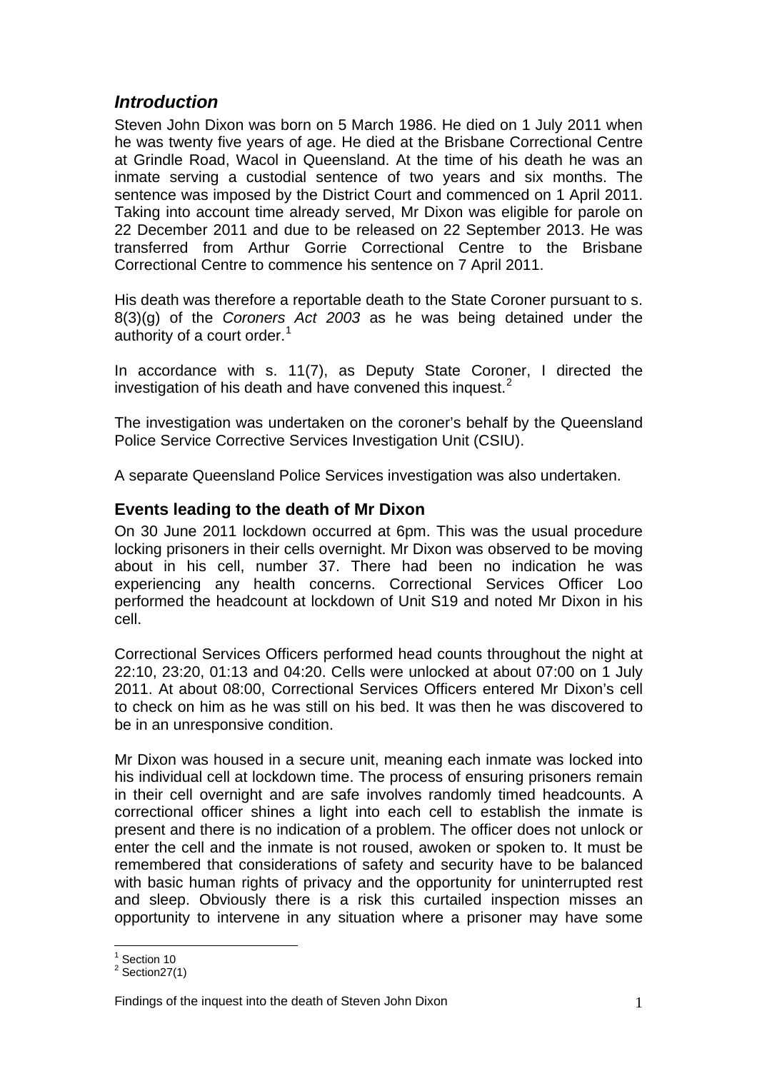## *Introduction*

Steven John Dixon was born on 5 March 1986. He died on 1 July 2011 when he was twenty five years of age. He died at the Brisbane Correctional Centre at Grindle Road, Wacol in Queensland. At the time of his death he was an inmate serving a custodial sentence of two years and six months. The sentence was imposed by the District Court and commenced on 1 April 2011. Taking into account time already served, Mr Dixon was eligible for parole on 22 December 2011 and due to be released on 22 September 2013. He was transferred from Arthur Gorrie Correctional Centre to the Brisbane Correctional Centre to commence his sentence on 7 April 2011.

His death was therefore a reportable death to the State Coroner pursuant to s. 8(3)(g) of the *Coroners Act 2003* as he was being detained under the authority of a court order.[1]

In accordance with s. 11(7), as Deputy State Coroner, I directed the investigation of his death and have convened this inquest.[2]

The investigation was undertaken on the coroner's behalf by the Queensland Police Service Corrective Services Investigation Unit (CSIU).

A separate Queensland Police Services investigation was also undertaken.

### Events leading to the death of Mr Dixon

On 30 June 2011 lockdown occurred at 6pm. This was the usual procedure locking prisoners in their cells overnight. Mr Dixon was observed to be moving about in his cell, number 37. There had been no indication he was experiencing any health concerns. Correctional Services Officer Loo performed the headcount at lockdown of Unit S19 and noted Mr Dixon in his cell.

Correctional Services Officers performed head counts throughout the night at 22:10, 23:20, 01:13 and 04:20. Cells were unlocked at about 07:00 on 1 July 2011. At about 08:00, Correctional Services Officers entered Mr Dixon's cell to check on him as he was still on his bed. It was then he was discovered to be in an unresponsive condition.

Mr Dixon was housed in a secure unit, meaning each inmate was locked into his individual cell at lockdown time. The process of ensuring prisoners remain in their cell overnight and are safe involves randomly timed headcounts. A correctional officer shines a light into each cell to establish the inmate is present and there is no indication of a problem. The officer does not unlock or enter the cell and the inmate is not roused, awoken or spoken to. It must be remembered that considerations of safety and security have to be balanced with basic human rights of privacy and the opportunity for uninterrupted rest and sleep. Obviously there is a risk this curtailed inspection misses an opportunity to intervene in any situation where a prisoner may have some

[1] Section 10
[2] Section27(1)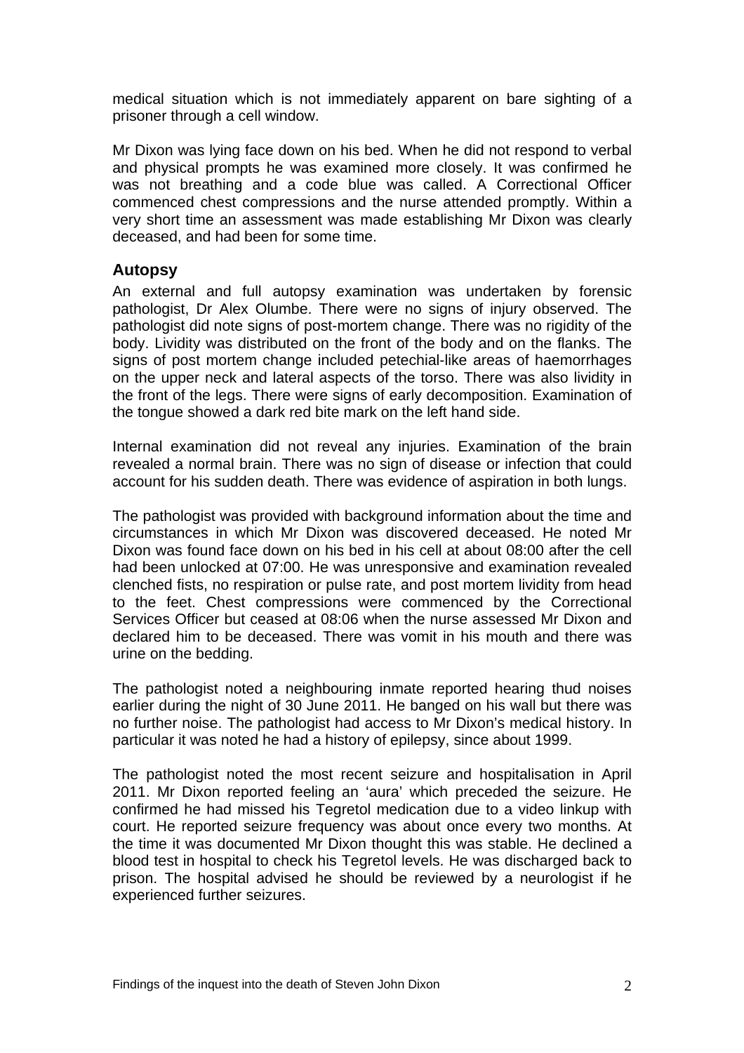medical situation which is not immediately apparent on bare sighting of a prisoner through a cell window.

Mr Dixon was lying face down on his bed. When he did not respond to verbal and physical prompts he was examined more closely. It was confirmed he was not breathing and a code blue was called. A Correctional Officer commenced chest compressions and the nurse attended promptly. Within a very short time an assessment was made establishing Mr Dixon was clearly deceased, and had been for some time.

## Autopsy

An external and full autopsy examination was undertaken by forensic pathologist, Dr Alex Olumbe. There were no signs of injury observed. The pathologist did note signs of post-mortem change. There was no rigidity of the body. Lividity was distributed on the front of the body and on the flanks. The signs of post mortem change included petechial-like areas of haemorrhages on the upper neck and lateral aspects of the torso. There was also lividity in the front of the legs. There were signs of early decomposition. Examination of the tongue showed a dark red bite mark on the left hand side.

Internal examination did not reveal any injuries. Examination of the brain revealed a normal brain. There was no sign of disease or infection that could account for his sudden death. There was evidence of aspiration in both lungs.

The pathologist was provided with background information about the time and circumstances in which Mr Dixon was discovered deceased. He noted Mr Dixon was found face down on his bed in his cell at about 08:00 after the cell had been unlocked at 07:00. He was unresponsive and examination revealed clenched fists, no respiration or pulse rate, and post mortem lividity from head to the feet. Chest compressions were commenced by the Correctional Services Officer but ceased at 08:06 when the nurse assessed Mr Dixon and declared him to be deceased. There was vomit in his mouth and there was urine on the bedding.

The pathologist noted a neighbouring inmate reported hearing thud noises earlier during the night of 30 June 2011. He banged on his wall but there was no further noise. The pathologist had access to Mr Dixon's medical history. In particular it was noted he had a history of epilepsy, since about 1999.

The pathologist noted the most recent seizure and hospitalisation in April 2011. Mr Dixon reported feeling an 'aura' which preceded the seizure. He confirmed he had missed his Tegretol medication due to a video linkup with court. He reported seizure frequency was about once every two months. At the time it was documented Mr Dixon thought this was stable. He declined a blood test in hospital to check his Tegretol levels. He was discharged back to prison. The hospital advised he should be reviewed by a neurologist if he experienced further seizures.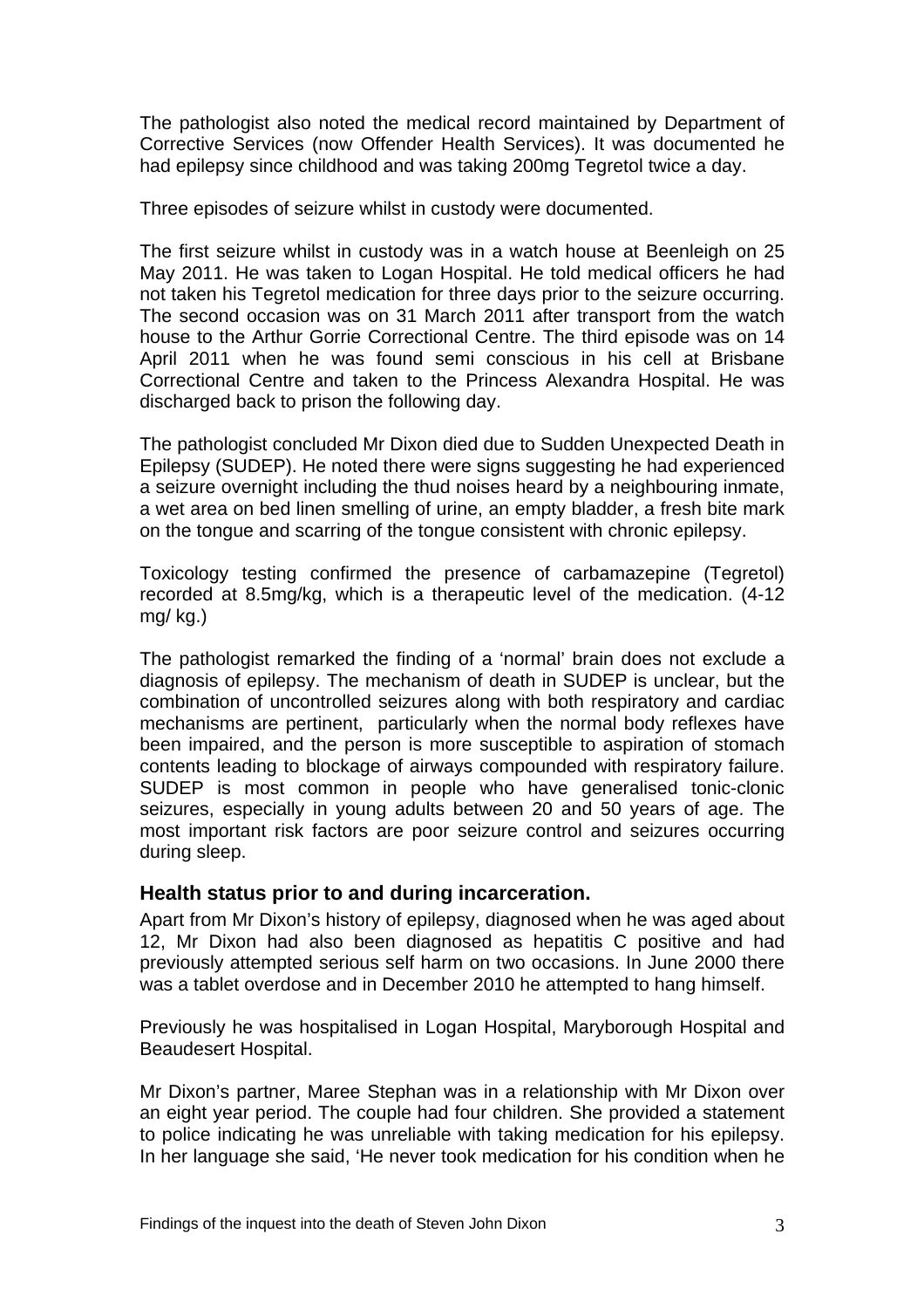The pathologist also noted the medical record maintained by Department of Corrective Services (now Offender Health Services). It was documented he had epilepsy since childhood and was taking 200mg Tegretol twice a day.

Three episodes of seizure whilst in custody were documented.

The first seizure whilst in custody was in a watch house at Beenleigh on 25 May 2011. He was taken to Logan Hospital. He told medical officers he had not taken his Tegretol medication for three days prior to the seizure occurring. The second occasion was on 31 March 2011 after transport from the watch house to the Arthur Gorrie Correctional Centre. The third episode was on 14 April 2011 when he was found semi conscious in his cell at Brisbane Correctional Centre and taken to the Princess Alexandra Hospital. He was discharged back to prison the following day.

The pathologist concluded Mr Dixon died due to Sudden Unexpected Death in Epilepsy (SUDEP). He noted there were signs suggesting he had experienced a seizure overnight including the thud noises heard by a neighbouring inmate, a wet area on bed linen smelling of urine, an empty bladder, a fresh bite mark on the tongue and scarring of the tongue consistent with chronic epilepsy.

Toxicology testing confirmed the presence of carbamazepine (Tegretol) recorded at 8.5mg/kg, which is a therapeutic level of the medication. (4-12 mg/ kg.)

The pathologist remarked the finding of a 'normal' brain does not exclude a diagnosis of epilepsy. The mechanism of death in SUDEP is unclear, but the combination of uncontrolled seizures along with both respiratory and cardiac mechanisms are pertinent, particularly when the normal body reflexes have been impaired, and the person is more susceptible to aspiration of stomach contents leading to blockage of airways compounded with respiratory failure. SUDEP is most common in people who have generalised tonic-clonic seizures, especially in young adults between 20 and 50 years of age. The most important risk factors are poor seizure control and seizures occurring during sleep.

## Health status prior to and during incarceration.

Apart from Mr Dixon's history of epilepsy, diagnosed when he was aged about 12, Mr Dixon had also been diagnosed as hepatitis C positive and had previously attempted serious self harm on two occasions. In June 2000 there was a tablet overdose and in December 2010 he attempted to hang himself.

Previously he was hospitalised in Logan Hospital, Maryborough Hospital and Beaudesert Hospital.

Mr Dixon's partner, Maree Stephan was in a relationship with Mr Dixon over an eight year period. The couple had four children. She provided a statement to police indicating he was unreliable with taking medication for his epilepsy. In her language she said, 'He never took medication for his condition when he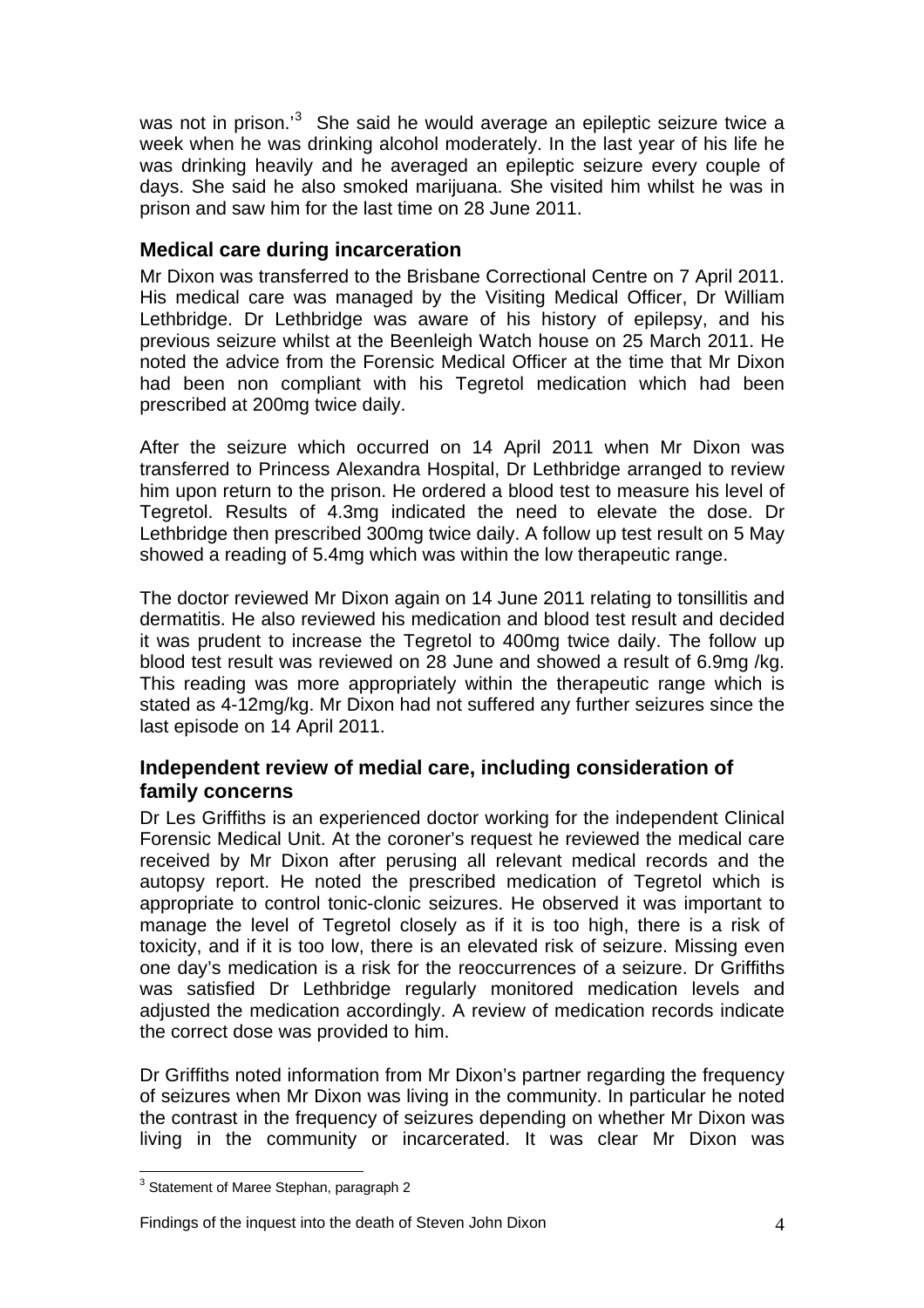was not in prison.'[3] She said he would average an epileptic seizure twice a week when he was drinking alcohol moderately. In the last year of his life he was drinking heavily and he averaged an epileptic seizure every couple of days. She said he also smoked marijuana. She visited him whilst he was in prison and saw him for the last time on 28 June 2011.

## Medical care during incarceration

Mr Dixon was transferred to the Brisbane Correctional Centre on 7 April 2011. His medical care was managed by the Visiting Medical Officer, Dr William Lethbridge. Dr Lethbridge was aware of his history of epilepsy, and his previous seizure whilst at the Beenleigh Watch house on 25 March 2011. He noted the advice from the Forensic Medical Officer at the time that Mr Dixon had been non compliant with his Tegretol medication which had been prescribed at 200mg twice daily.

After the seizure which occurred on 14 April 2011 when Mr Dixon was transferred to Princess Alexandra Hospital, Dr Lethbridge arranged to review him upon return to the prison. He ordered a blood test to measure his level of Tegretol. Results of 4.3mg indicated the need to elevate the dose. Dr Lethbridge then prescribed 300mg twice daily. A follow up test result on 5 May showed a reading of 5.4mg which was within the low therapeutic range.

The doctor reviewed Mr Dixon again on 14 June 2011 relating to tonsillitis and dermatitis. He also reviewed his medication and blood test result and decided it was prudent to increase the Tegretol to 400mg twice daily. The follow up blood test result was reviewed on 28 June and showed a result of 6.9mg /kg. This reading was more appropriately within the therapeutic range which is stated as 4-12mg/kg. Mr Dixon had not suffered any further seizures since the last episode on 14 April 2011.

## Independent review of medial care, including consideration of family concerns

Dr Les Griffiths is an experienced doctor working for the independent Clinical Forensic Medical Unit. At the coroner's request he reviewed the medical care received by Mr Dixon after perusing all relevant medical records and the autopsy report. He noted the prescribed medication of Tegretol which is appropriate to control tonic-clonic seizures. He observed it was important to manage the level of Tegretol closely as if it is too high, there is a risk of toxicity, and if it is too low, there is an elevated risk of seizure. Missing even one day's medication is a risk for the reoccurrences of a seizure. Dr Griffiths was satisfied Dr Lethbridge regularly monitored medication levels and adjusted the medication accordingly. A review of medication records indicate the correct dose was provided to him.

Dr Griffiths noted information from Mr Dixon's partner regarding the frequency of seizures when Mr Dixon was living in the community. In particular he noted the contrast in the frequency of seizures depending on whether Mr Dixon was living in the community or incarcerated. It was clear Mr Dixon was

[3] Statement of Maree Stephan, paragraph 2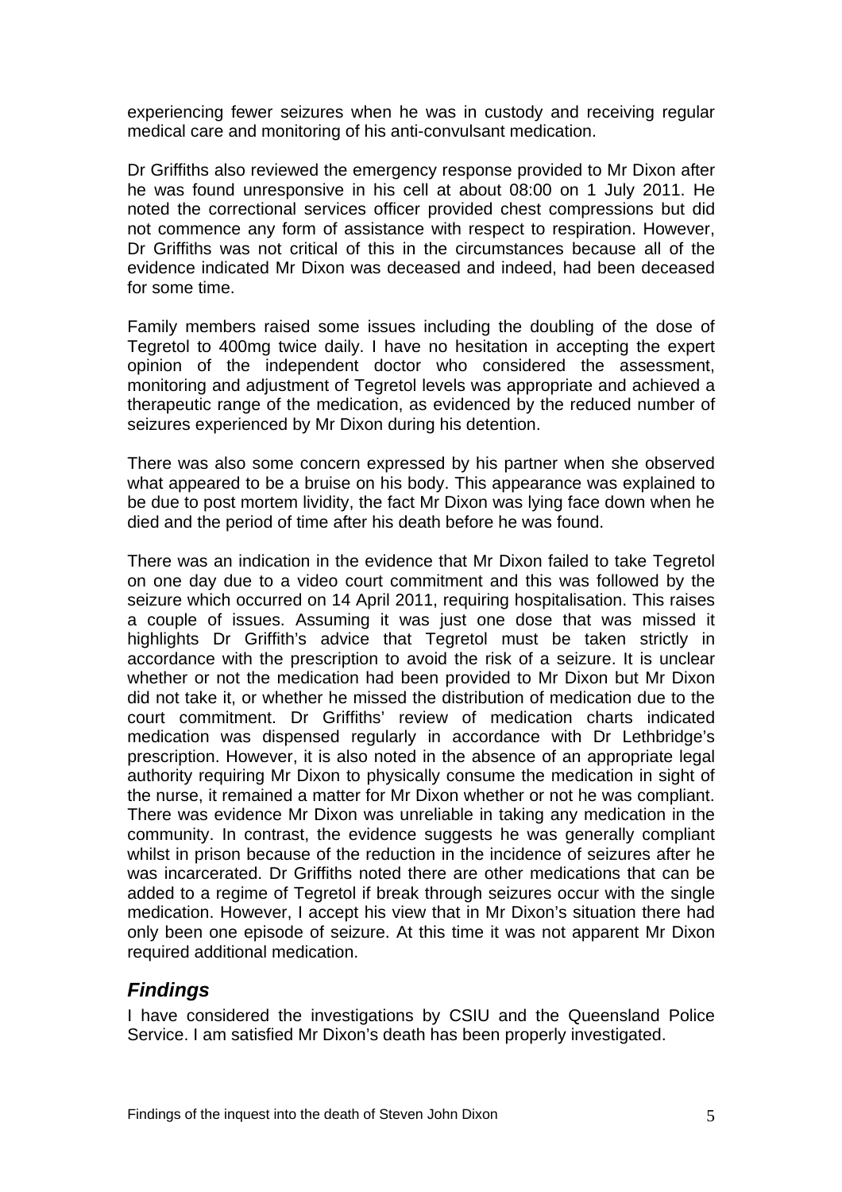experiencing fewer seizures when he was in custody and receiving regular medical care and monitoring of his anti-convulsant medication.

Dr Griffiths also reviewed the emergency response provided to Mr Dixon after he was found unresponsive in his cell at about 08:00 on 1 July 2011. He noted the correctional services officer provided chest compressions but did not commence any form of assistance with respect to respiration. However, Dr Griffiths was not critical of this in the circumstances because all of the evidence indicated Mr Dixon was deceased and indeed, had been deceased for some time.

Family members raised some issues including the doubling of the dose of Tegretol to 400mg twice daily. I have no hesitation in accepting the expert opinion of the independent doctor who considered the assessment, monitoring and adjustment of Tegretol levels was appropriate and achieved a therapeutic range of the medication, as evidenced by the reduced number of seizures experienced by Mr Dixon during his detention.

There was also some concern expressed by his partner when she observed what appeared to be a bruise on his body. This appearance was explained to be due to post mortem lividity, the fact Mr Dixon was lying face down when he died and the period of time after his death before he was found.

There was an indication in the evidence that Mr Dixon failed to take Tegretol on one day due to a video court commitment and this was followed by the seizure which occurred on 14 April 2011, requiring hospitalisation. This raises a couple of issues. Assuming it was just one dose that was missed it highlights Dr Griffith's advice that Tegretol must be taken strictly in accordance with the prescription to avoid the risk of a seizure. It is unclear whether or not the medication had been provided to Mr Dixon but Mr Dixon did not take it, or whether he missed the distribution of medication due to the court commitment. Dr Griffiths' review of medication charts indicated medication was dispensed regularly in accordance with Dr Lethbridge's prescription. However, it is also noted in the absence of an appropriate legal authority requiring Mr Dixon to physically consume the medication in sight of the nurse, it remained a matter for Mr Dixon whether or not he was compliant. There was evidence Mr Dixon was unreliable in taking any medication in the community. In contrast, the evidence suggests he was generally compliant whilst in prison because of the reduction in the incidence of seizures after he was incarcerated. Dr Griffiths noted there are other medications that can be added to a regime of Tegretol if break through seizures occur with the single medication. However, I accept his view that in Mr Dixon's situation there had only been one episode of seizure. At this time it was not apparent Mr Dixon required additional medication.

## *Findings*

I have considered the investigations by CSIU and the Queensland Police Service. I am satisfied Mr Dixon's death has been properly investigated.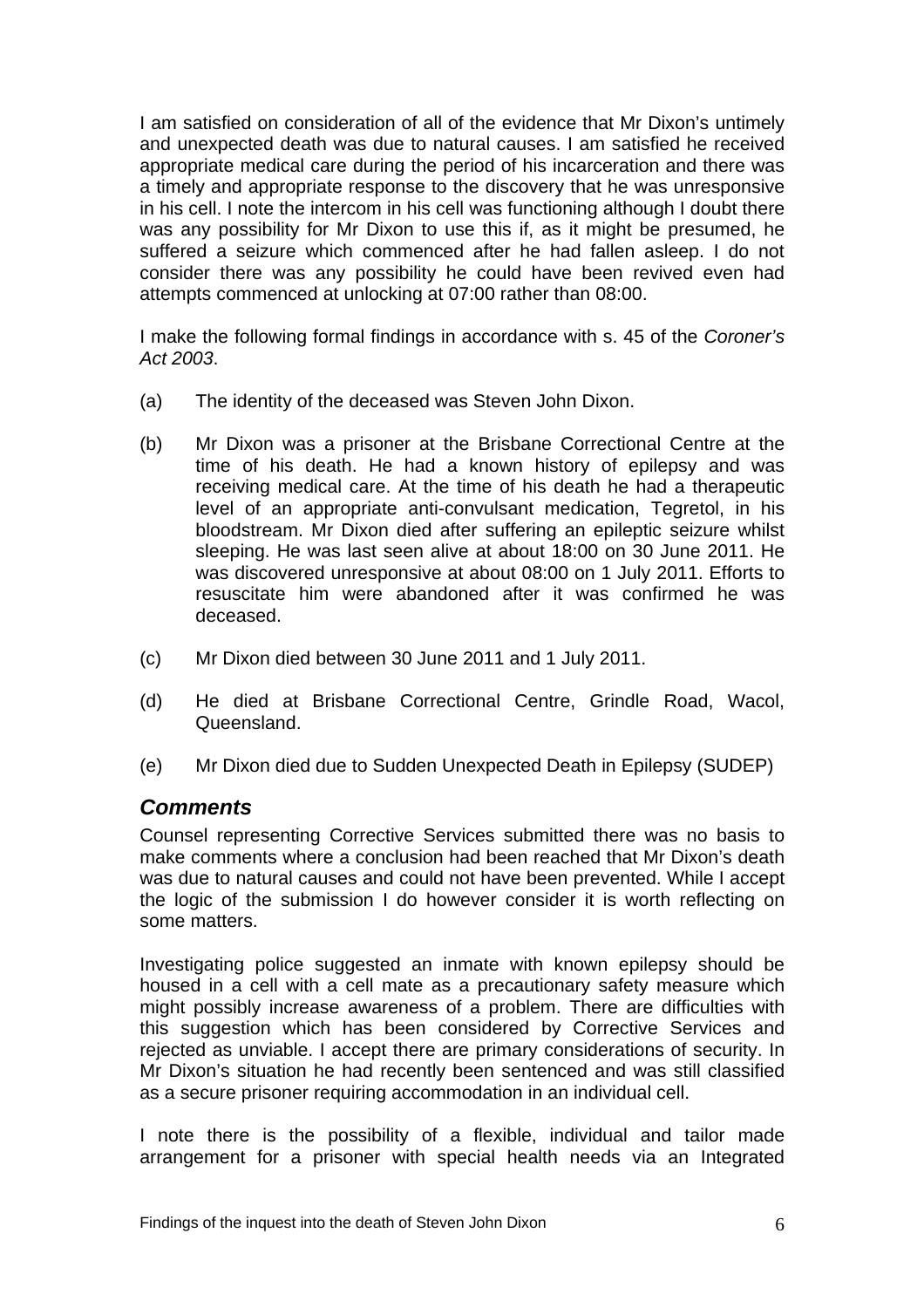I am satisfied on consideration of all of the evidence that Mr Dixon's untimely and unexpected death was due to natural causes. I am satisfied he received appropriate medical care during the period of his incarceration and there was a timely and appropriate response to the discovery that he was unresponsive in his cell. I note the intercom in his cell was functioning although I doubt there was any possibility for Mr Dixon to use this if, as it might be presumed, he suffered a seizure which commenced after he had fallen asleep. I do not consider there was any possibility he could have been revived even had attempts commenced at unlocking at 07:00 rather than 08:00.

I make the following formal findings in accordance with s. 45 of the *Coroner's Act 2003*.

(a) The identity of the deceased was Steven John Dixon.

(b) Mr Dixon was a prisoner at the Brisbane Correctional Centre at the time of his death. He had a known history of epilepsy and was receiving medical care. At the time of his death he had a therapeutic level of an appropriate anti-convulsant medication, Tegretol, in his bloodstream. Mr Dixon died after suffering an epileptic seizure whilst sleeping. He was last seen alive at about 18:00 on 30 June 2011. He was discovered unresponsive at about 08:00 on 1 July 2011. Efforts to resuscitate him were abandoned after it was confirmed he was deceased.

(c) Mr Dixon died between 30 June 2011 and 1 July 2011.

(d) He died at Brisbane Correctional Centre, Grindle Road, Wacol, Queensland.

(e) Mr Dixon died due to Sudden Unexpected Death in Epilepsy (SUDEP)

## *Comments*

Counsel representing Corrective Services submitted there was no basis to make comments where a conclusion had been reached that Mr Dixon's death was due to natural causes and could not have been prevented. While I accept the logic of the submission I do however consider it is worth reflecting on some matters.

Investigating police suggested an inmate with known epilepsy should be housed in a cell with a cell mate as a precautionary safety measure which might possibly increase awareness of a problem. There are difficulties with this suggestion which has been considered by Corrective Services and rejected as unviable. I accept there are primary considerations of security. In Mr Dixon's situation he had recently been sentenced and was still classified as a secure prisoner requiring accommodation in an individual cell.

I note there is the possibility of a flexible, individual and tailor made arrangement for a prisoner with special health needs via an Integrated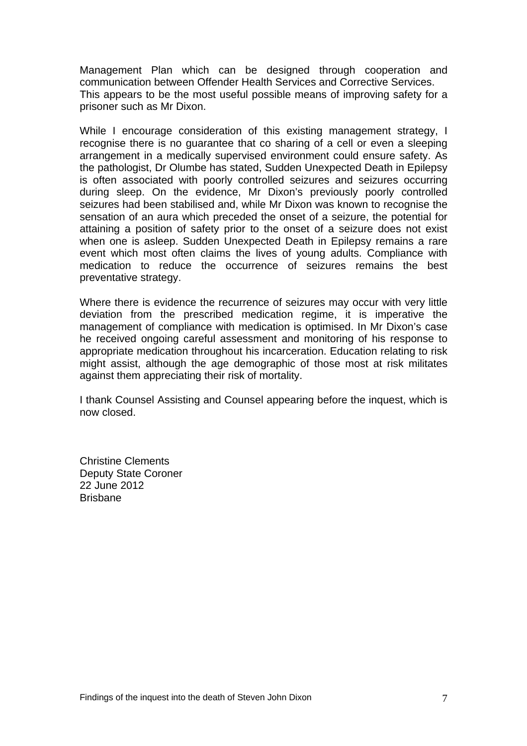Management Plan which can be designed through cooperation and communication between Offender Health Services and Corrective Services. This appears to be the most useful possible means of improving safety for a prisoner such as Mr Dixon.

While I encourage consideration of this existing management strategy, I recognise there is no guarantee that co sharing of a cell or even a sleeping arrangement in a medically supervised environment could ensure safety. As the pathologist, Dr Olumbe has stated, Sudden Unexpected Death in Epilepsy is often associated with poorly controlled seizures and seizures occurring during sleep. On the evidence, Mr Dixon's previously poorly controlled seizures had been stabilised and, while Mr Dixon was known to recognise the sensation of an aura which preceded the onset of a seizure, the potential for attaining a position of safety prior to the onset of a seizure does not exist when one is asleep. Sudden Unexpected Death in Epilepsy remains a rare event which most often claims the lives of young adults. Compliance with medication to reduce the occurrence of seizures remains the best preventative strategy.

Where there is evidence the recurrence of seizures may occur with very little deviation from the prescribed medication regime, it is imperative the management of compliance with medication is optimised. In Mr Dixon's case he received ongoing careful assessment and monitoring of his response to appropriate medication throughout his incarceration. Education relating to risk might assist, although the age demographic of those most at risk militates against them appreciating their risk of mortality.

I thank Counsel Assisting and Counsel appearing before the inquest, which is now closed.

Christine Clements
Deputy State Coroner
22 June 2012
Brisbane